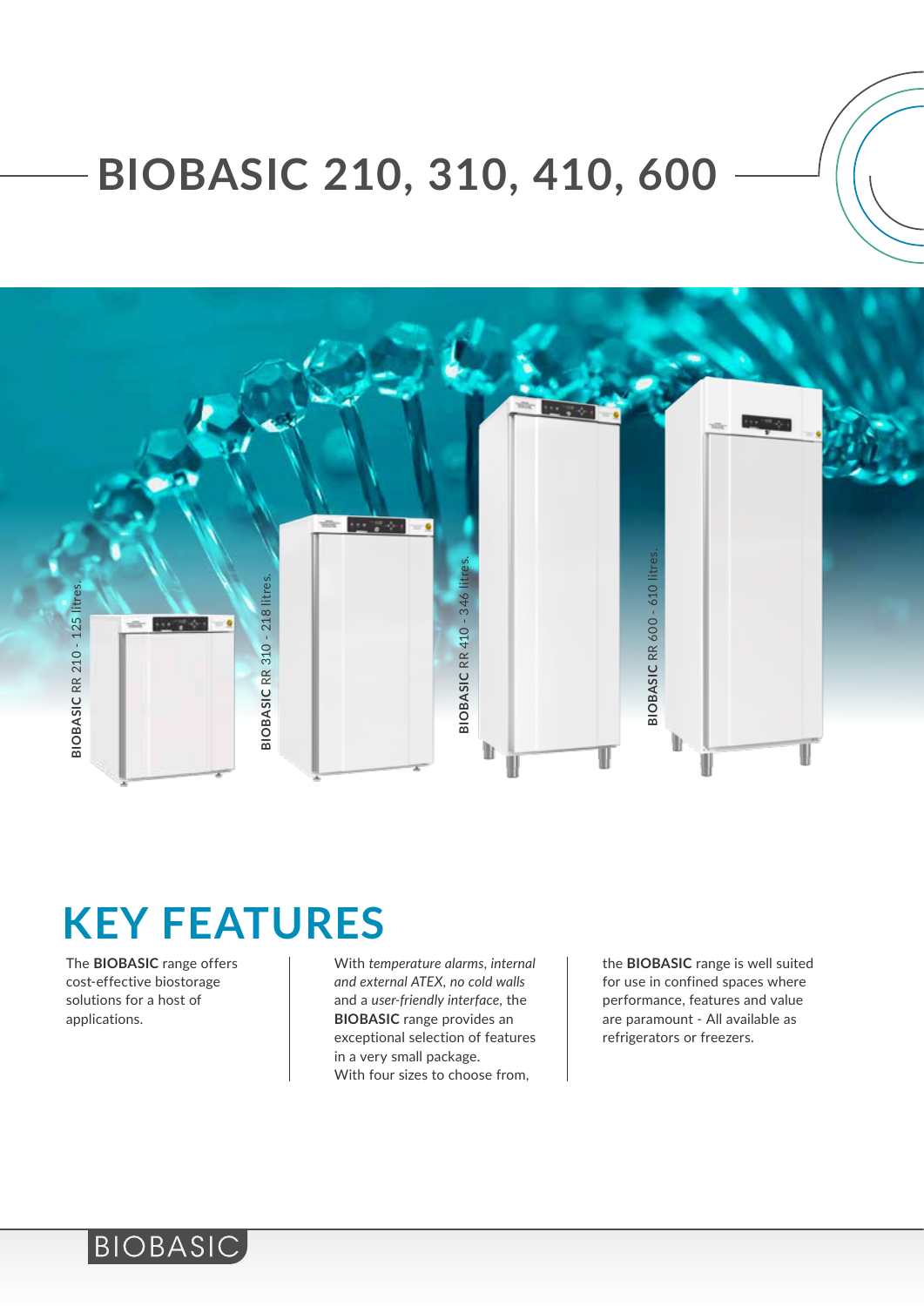# BIOBASIC 210, 310, 410, 600

**BIOBASIC** RR 210 - 125 litres.

**BIOBASIC** RR 310 - 218 litres.

**BIOBASIC** RR 410 - 346 litres.

**BIOBASIC** RR 600 - 610 litres.

## KEY FEATURES

The **BIOBASIC** range offers cost-effective biostorage solutions for a host of applications.

With *temperature alarms*, *internal and external ATEX*, *no cold walls* and a *user-friendly interface*, the **BIOBASIC** range provides an exceptional selection of features in a very small package. With four sizes to choose from, the **BIOBASIC** range is well suited for use in confined spaces where performance, features and value are paramount - All available as refrigerators or freezers.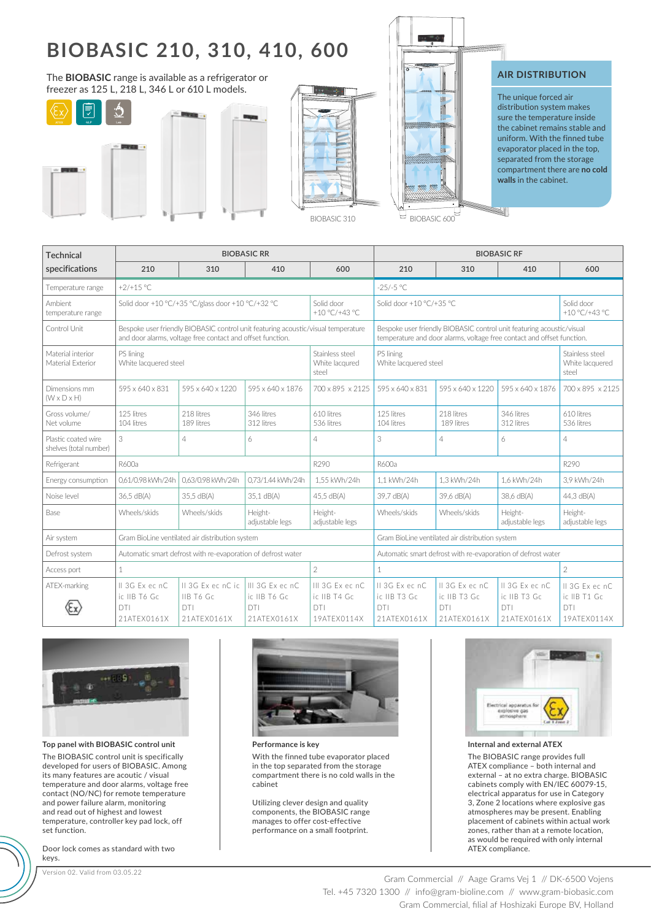# BIOBASIC 210, 310, 410, 600

The **BIOBASIC** range is available as a refrigerator or freezer as 125 L, 218 L, 346 L or 610 L models.

BIOBASIC 310

BIOBASIC 600

## AIR DISTRIBUTION

The unique forced air distribution system makes sure the temperature inside the cabinet remains stable and uniform. With the finned tube evaporator placed in the top, separated from the storage compartment there are **no cold walls** in the cabinet.

| Technical specifications | BIOBASIC RR | | | | BIOBASIC RF | | | |
|---|---|---|---|---|---|---|---|---|
| | 210 | 310 | 410 | 600 | 210 | 310 | 410 | 600 |
| Temperature range | +2/+15 °C | | | | -25/-5 °C | | | |
| Ambient temperature range | Solid door +10 °C/+35 °C/glass door +10 °C/+32 °C | | | Solid door +10 °C/+43 °C | Solid door +10 °C/+35 °C | | | Solid door +10 °C/+43 °C |
| Control Unit | Bespoke user friendly BIOBASIC control unit featuring acoustic/visual temperature and door alarms, voltage free contact and offset function. | | | | Bespoke user friendly BIOBASIC control unit featuring acoustic/visual temperature and door alarms, voltage free contact and offset function. | | | |
| Material interior Material Exterior | PS lining White lacquered steel | | | Stainless steel White lacqured steel | PS lining White lacquered steel | | | Stainless steel White lacquered steel |
| Dimensions mm (W x D x H) | 595 x 640 x 831 | 595 x 640 x 1220 | 595 x 640 x 1876 | 700 x 895 x 2125 | 595 x 640 x 831 | 595 x 640 x 1220 | 595 x 640 x 1876 | 700 x 895 x 2125 |
| Gross volume/ Net volume | 125 litres 104 litres | 218 litres 189 litres | 346 litres 312 litres | 610 litres 536 litres | 125 litres 104 litres | 218 litres 189 litres | 346 litres 312 litres | 610 litres 536 litres |
| Plastic coated wire shelves (total number) | 3 | 4 | 6 | 4 | 3 | 4 | 6 | 4 |
| Refrigerant | R600a | | | R290 | R600a | | | R290 |
| Energy consumption | 0,61/0,98 kWh/24h | 0,63/0,98 kWh/24h | 0,73/1,44 kWh/24h | 1,55 kWh/24h | 1,1 kWh/24h | 1,3 kWh/24h | 1,6 kWh/24h | 3,9 kWh/24h |
| Noise level | 36,5 dB(A) | 35,5 dB(A) | 35,1 dB(A) | 45,5 dB(A) | 39,7 dB(A) | 39,6 dB(A) | 38,6 dB(A) | 44,3 dB(A) |
| Base | Wheels/skids | Wheels/skids | Height-adjustable legs | Height-adjustable legs | Wheels/skids | Wheels/skids | Height-adjustable legs | Height-adjustable legs |
| Air system | Gram BioLine ventilated air distribution system | | | | Gram BioLine ventilated air distribution system | | | |
| Defrost system | Automatic smart defrost with re-evaporation of defrost water | | | | Automatic smart defrost with re-evaporation of defrost water | | | |
| Access port | 1 | | | 2 | 1 | | | 2 |
| ATEX-marking | II 3G Ex ec nC ic IIB T6 Gc DTI 21ATEX0161X | II 3G Ex ec nC ic IIB T6 Gc DTI 21ATEX0161X | III 3G Ex ec nC ic IIB T6 Gc DTI 21ATEX0161X | III 3G Ex ec nC ic IIB T4 Gc DTI 19ATEX0114X | II 3G Ex ec nC ic IIB T3 Gc DTI 21ATEX0161X | II 3G Ex ec nC ic IIB T3 Gc DTI 21ATEX0161X | II 3G Ex ec nC ic IIB T3 Gc DTI 21ATEX0161X | II 3G Ex ec nC ic IIB T1 Gc DTI 19ATEX0114X |

**Top panel with BIOBASIC control unit**

The BIOBASIC control unit is specifically developed for users of BIOBASIC. Among its many features are acoustic / visual temperature and door alarms, voltage free contact (NO/NC) for remote temperature and power failure alarm, monitoring and read out of highest and lowest temperature, controller key pad lock, off set function.

Door lock comes as standard with two keys.

**Performance is key**

With the finned tube evaporator placed in the top separated from the storage compartment there is no cold walls in the cabinet

Utilizing clever design and quality components, the BIOBASIC range manages to offer cost-effective performance on a small footprint.

**Internal and external ATEX**

The BIOBASIC range provides full ATEX compliance – both internal and external – at no extra charge. BIOBASIC cabinets comply with EN/IEC 60079-15, electrical apparatus for use in Category 3, Zone 2 locations where explosive gas atmospheres may be present. Enabling placement of cabinets within actual work zones, rather than at a remote location, as would be required with only internal ATEX compliance.

Version 02. Valid from 03.05.22

Gram Commercial // Aage Grams Vej 1 // DK-6500 Vojens
Tel. +45 7320 1300 // info@gram-bioline.com // www.gram-biobasic.com
Gram Commercial, filial af Hoshizaki Europe BV, Holland